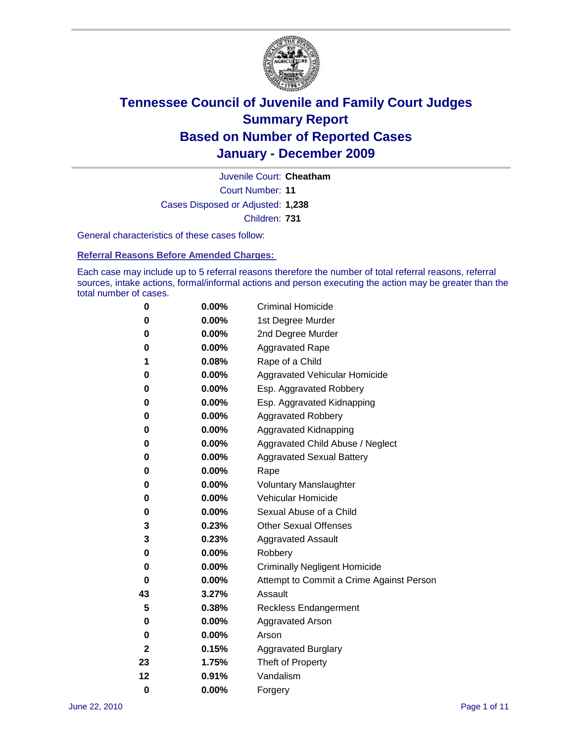# Tennessee Council of Juvenile and Family Court Judges
## Summary Report
## Based on Number of Reported Cases
## January - December 2009

Juvenile Court: **Cheatham**

Court Number: **11**

Cases Disposed or Adjusted: **1,238**

Children: **731**

General characteristics of these cases follow:

### Referral Reasons Before Amended Charges:

Each case may include up to 5 referral reasons therefore the number of total referral reasons, referral sources, intake actions, formal/informal actions and person executing the action may be greater than the total number of cases.

| Count | Percent | Referral Reason |
|---|---|---|
| 0 | 0.00% | Criminal Homicide |
| 0 | 0.00% | 1st Degree Murder |
| 0 | 0.00% | 2nd Degree Murder |
| 0 | 0.00% | Aggravated Rape |
| 1 | 0.08% | Rape of a Child |
| 0 | 0.00% | Aggravated Vehicular Homicide |
| 0 | 0.00% | Esp. Aggravated Robbery |
| 0 | 0.00% | Esp. Aggravated Kidnapping |
| 0 | 0.00% | Aggravated Robbery |
| 0 | 0.00% | Aggravated Kidnapping |
| 0 | 0.00% | Aggravated Child Abuse / Neglect |
| 0 | 0.00% | Aggravated Sexual Battery |
| 0 | 0.00% | Rape |
| 0 | 0.00% | Voluntary Manslaughter |
| 0 | 0.00% | Vehicular Homicide |
| 0 | 0.00% | Sexual Abuse of a Child |
| 3 | 0.23% | Other Sexual Offenses |
| 3 | 0.23% | Aggravated Assault |
| 0 | 0.00% | Robbery |
| 0 | 0.00% | Criminally Negligent Homicide |
| 0 | 0.00% | Attempt to Commit a Crime Against Person |
| 43 | 3.27% | Assault |
| 5 | 0.38% | Reckless Endangerment |
| 0 | 0.00% | Aggravated Arson |
| 0 | 0.00% | Arson |
| 2 | 0.15% | Aggravated Burglary |
| 23 | 1.75% | Theft of Property |
| 12 | 0.91% | Vandalism |
| 0 | 0.00% | Forgery |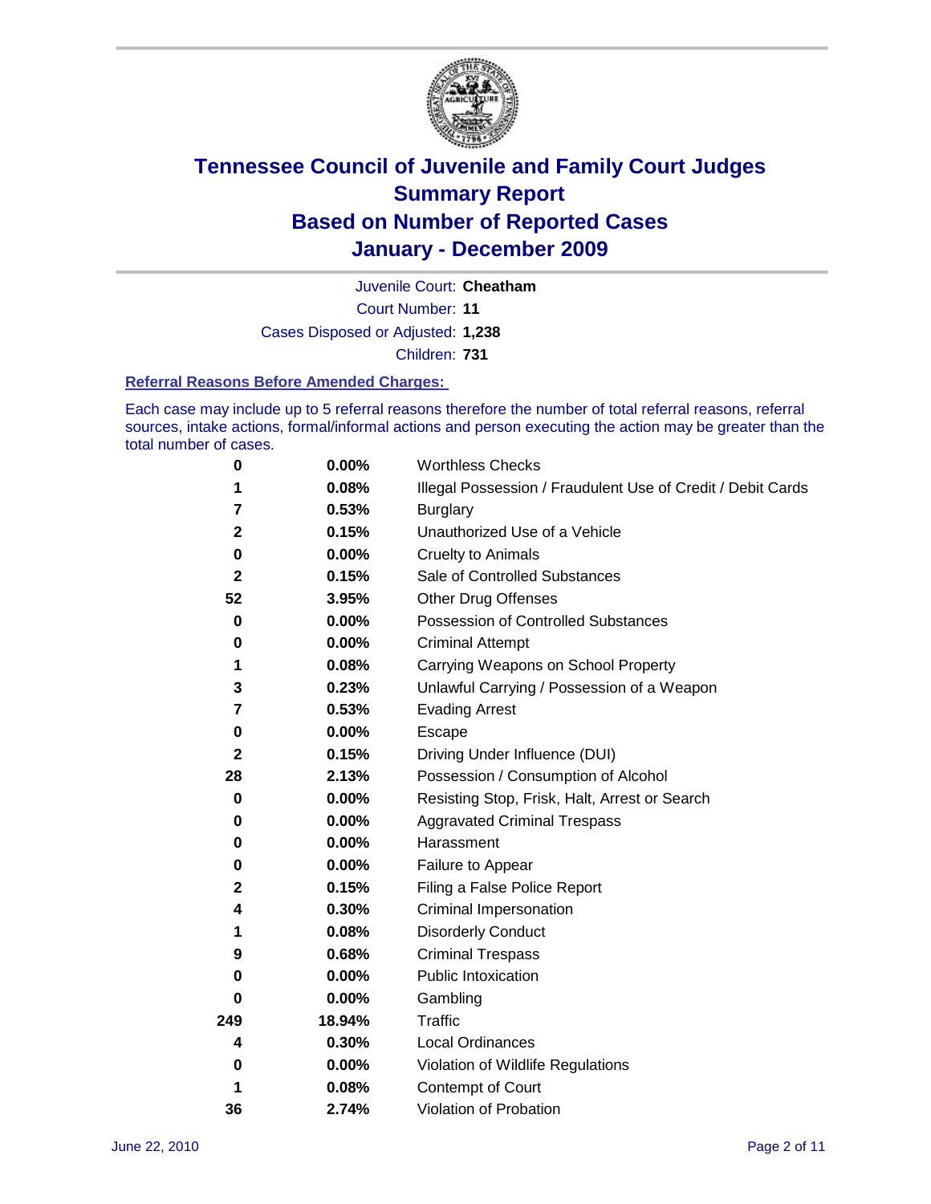# Tennessee Council of Juvenile and Family Court Judges
## Summary Report
## Based on Number of Reported Cases
## January - December 2009

Juvenile Court: **Cheatham**

Court Number: **11**

Cases Disposed or Adjusted: **1,238**

Children: **731**

### Referral Reasons Before Amended Charges:

Each case may include up to 5 referral reasons therefore the number of total referral reasons, referral sources, intake actions, formal/informal actions and person executing the action may be greater than the total number of cases.

| | | |
|---|---|---|
| 0 | 0.00% | Worthless Checks |
| 1 | 0.08% | Illegal Possession / Fraudulent Use of Credit / Debit Cards |
| 7 | 0.53% | Burglary |
| 2 | 0.15% | Unauthorized Use of a Vehicle |
| 0 | 0.00% | Cruelty to Animals |
| 2 | 0.15% | Sale of Controlled Substances |
| 52 | 3.95% | Other Drug Offenses |
| 0 | 0.00% | Possession of Controlled Substances |
| 0 | 0.00% | Criminal Attempt |
| 1 | 0.08% | Carrying Weapons on School Property |
| 3 | 0.23% | Unlawful Carrying / Possession of a Weapon |
| 7 | 0.53% | Evading Arrest |
| 0 | 0.00% | Escape |
| 2 | 0.15% | Driving Under Influence (DUI) |
| 28 | 2.13% | Possession / Consumption of Alcohol |
| 0 | 0.00% | Resisting Stop, Frisk, Halt, Arrest or Search |
| 0 | 0.00% | Aggravated Criminal Trespass |
| 0 | 0.00% | Harassment |
| 0 | 0.00% | Failure to Appear |
| 2 | 0.15% | Filing a False Police Report |
| 4 | 0.30% | Criminal Impersonation |
| 1 | 0.08% | Disorderly Conduct |
| 9 | 0.68% | Criminal Trespass |
| 0 | 0.00% | Public Intoxication |
| 0 | 0.00% | Gambling |
| 249 | 18.94% | Traffic |
| 4 | 0.30% | Local Ordinances |
| 0 | 0.00% | Violation of Wildlife Regulations |
| 1 | 0.08% | Contempt of Court |
| 36 | 2.74% | Violation of Probation |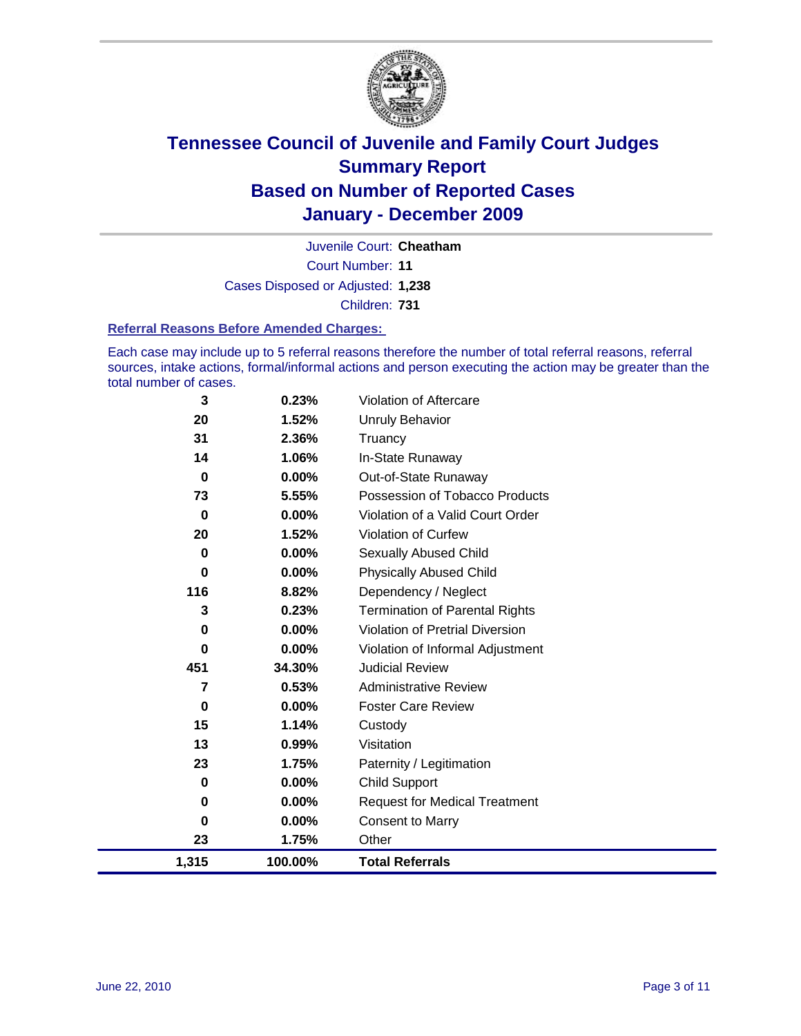# Tennessee Council of Juvenile and Family Court Judges
## Summary Report
## Based on Number of Reported Cases
## January - December 2009

Juvenile Court: **Cheatham**

Court Number: **11**

Cases Disposed or Adjusted: **1,238**

Children: **731**

### Referral Reasons Before Amended Charges:

Each case may include up to 5 referral reasons therefore the number of total referral reasons, referral sources, intake actions, formal/informal actions and person executing the action may be greater than the total number of cases.

| | | |
|---|---|---|
| 3 | 0.23% | Violation of Aftercare |
| 20 | 1.52% | Unruly Behavior |
| 31 | 2.36% | Truancy |
| 14 | 1.06% | In-State Runaway |
| 0 | 0.00% | Out-of-State Runaway |
| 73 | 5.55% | Possession of Tobacco Products |
| 0 | 0.00% | Violation of a Valid Court Order |
| 20 | 1.52% | Violation of Curfew |
| 0 | 0.00% | Sexually Abused Child |
| 0 | 0.00% | Physically Abused Child |
| 116 | 8.82% | Dependency / Neglect |
| 3 | 0.23% | Termination of Parental Rights |
| 0 | 0.00% | Violation of Pretrial Diversion |
| 0 | 0.00% | Violation of Informal Adjustment |
| 451 | 34.30% | Judicial Review |
| 7 | 0.53% | Administrative Review |
| 0 | 0.00% | Foster Care Review |
| 15 | 1.14% | Custody |
| 13 | 0.99% | Visitation |
| 23 | 1.75% | Paternity / Legitimation |
| 0 | 0.00% | Child Support |
| 0 | 0.00% | Request for Medical Treatment |
| 0 | 0.00% | Consent to Marry |
| 23 | 1.75% | Other |
| **1,315** | **100.00%** | **Total Referrals** |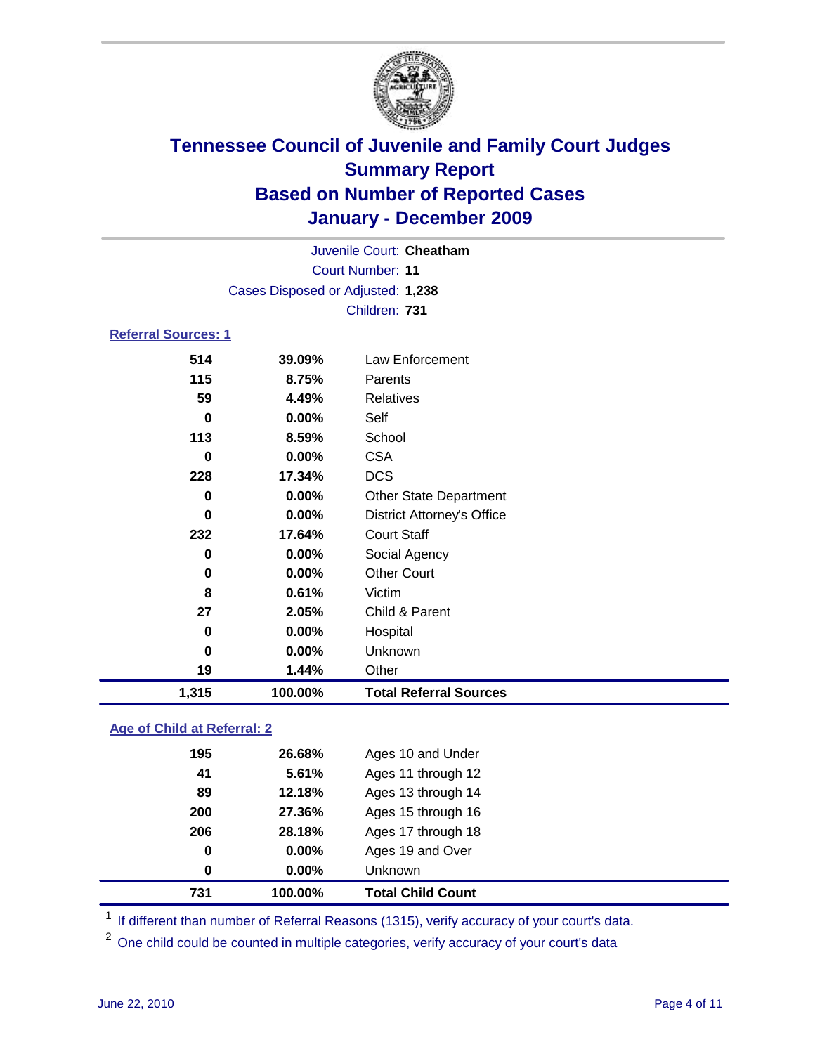# Tennessee Council of Juvenile and Family Court Judges
## Summary Report
## Based on Number of Reported Cases
## January - December 2009

Juvenile Court: **Cheatham**

Court Number: **11**

Cases Disposed or Adjusted: **1,238**

Children: **731**

### Referral Sources: 1

| | | |
|---|---|---|
| 514 | 39.09% | Law Enforcement |
| 115 | 8.75% | Parents |
| 59 | 4.49% | Relatives |
| 0 | 0.00% | Self |
| 113 | 8.59% | School |
| 0 | 0.00% | CSA |
| 228 | 17.34% | DCS |
| 0 | 0.00% | Other State Department |
| 0 | 0.00% | District Attorney's Office |
| 232 | 17.64% | Court Staff |
| 0 | 0.00% | Social Agency |
| 0 | 0.00% | Other Court |
| 8 | 0.61% | Victim |
| 27 | 2.05% | Child & Parent |
| 0 | 0.00% | Hospital |
| 0 | 0.00% | Unknown |
| 19 | 1.44% | Other |
| **1,315** | **100.00%** | **Total Referral Sources** |

### Age of Child at Referral: 2

| | | |
|---|---|---|
| 195 | 26.68% | Ages 10 and Under |
| 41 | 5.61% | Ages 11 through 12 |
| 89 | 12.18% | Ages 13 through 14 |
| 200 | 27.36% | Ages 15 through 16 |
| 206 | 28.18% | Ages 17 through 18 |
| 0 | 0.00% | Ages 19 and Over |
| 0 | 0.00% | Unknown |
| **731** | **100.00%** | **Total Child Count** |

[1] If different than number of Referral Reasons (1315), verify accuracy of your court's data.

[2] One child could be counted in multiple categories, verify accuracy of your court's data

June 22, 2010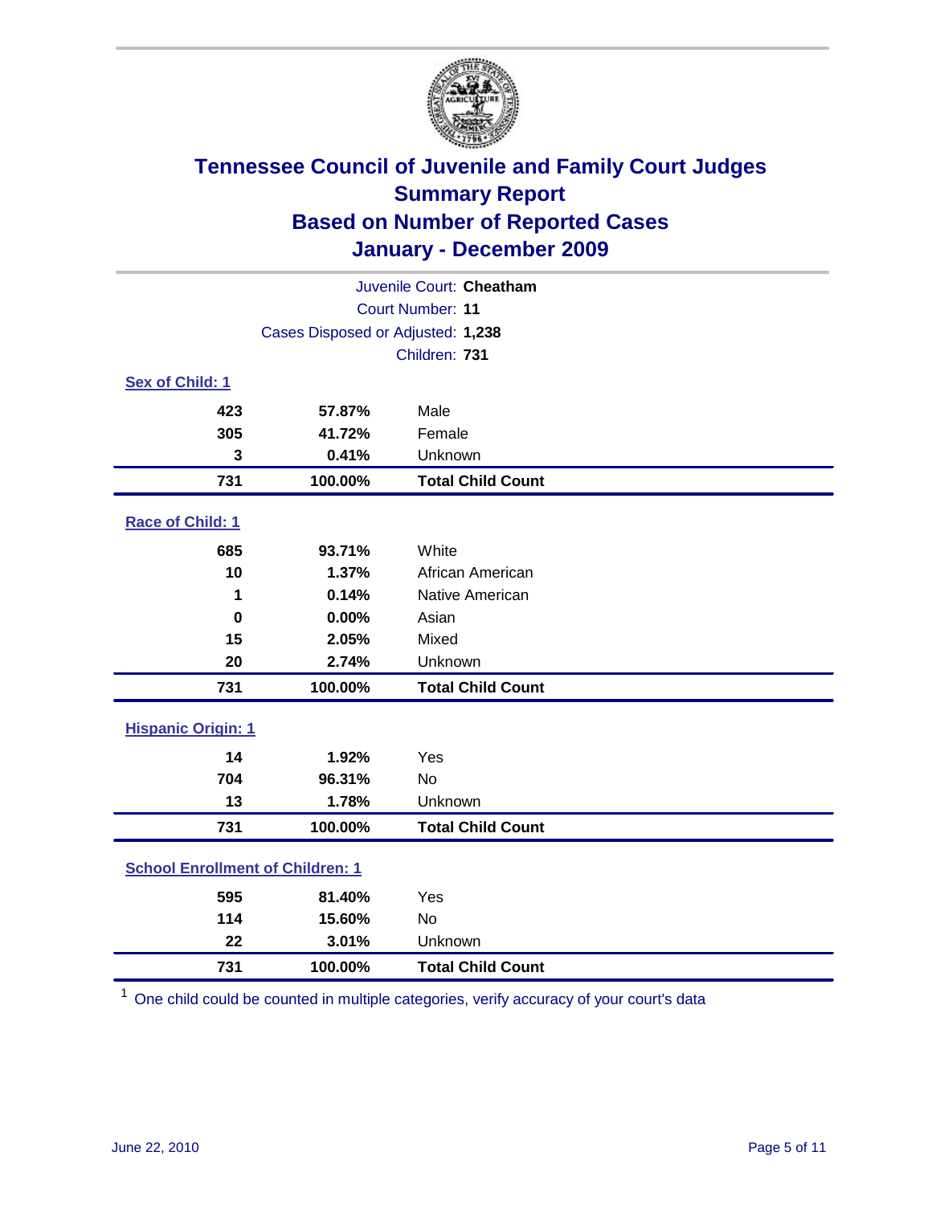# Tennessee Council of Juvenile and Family Court Judges
## Summary Report
## Based on Number of Reported Cases
## January - December 2009

Juvenile Court: **Cheatham**
Court Number: **11**
Cases Disposed or Adjusted: **1,238**
Children: **731**

### Sex of Child: 1

| | | |
|---|---|---|
| **423** | **57.87%** | Male |
| **305** | **41.72%** | Female |
| **3** | **0.41%** | Unknown |
| **731** | **100.00%** | **Total Child Count** |

### Race of Child: 1

| | | |
|---|---|---|
| **685** | **93.71%** | White |
| **10** | **1.37%** | African American |
| **1** | **0.14%** | Native American |
| **0** | **0.00%** | Asian |
| **15** | **2.05%** | Mixed |
| **20** | **2.74%** | Unknown |
| **731** | **100.00%** | **Total Child Count** |

### Hispanic Origin: 1

| | | |
|---|---|---|
| **14** | **1.92%** | Yes |
| **704** | **96.31%** | No |
| **13** | **1.78%** | Unknown |
| **731** | **100.00%** | **Total Child Count** |

### School Enrollment of Children: 1

| | | |
|---|---|---|
| **595** | **81.40%** | Yes |
| **114** | **15.60%** | No |
| **22** | **3.01%** | Unknown |
| **731** | **100.00%** | **Total Child Count** |

[1] One child could be counted in multiple categories, verify accuracy of your court's data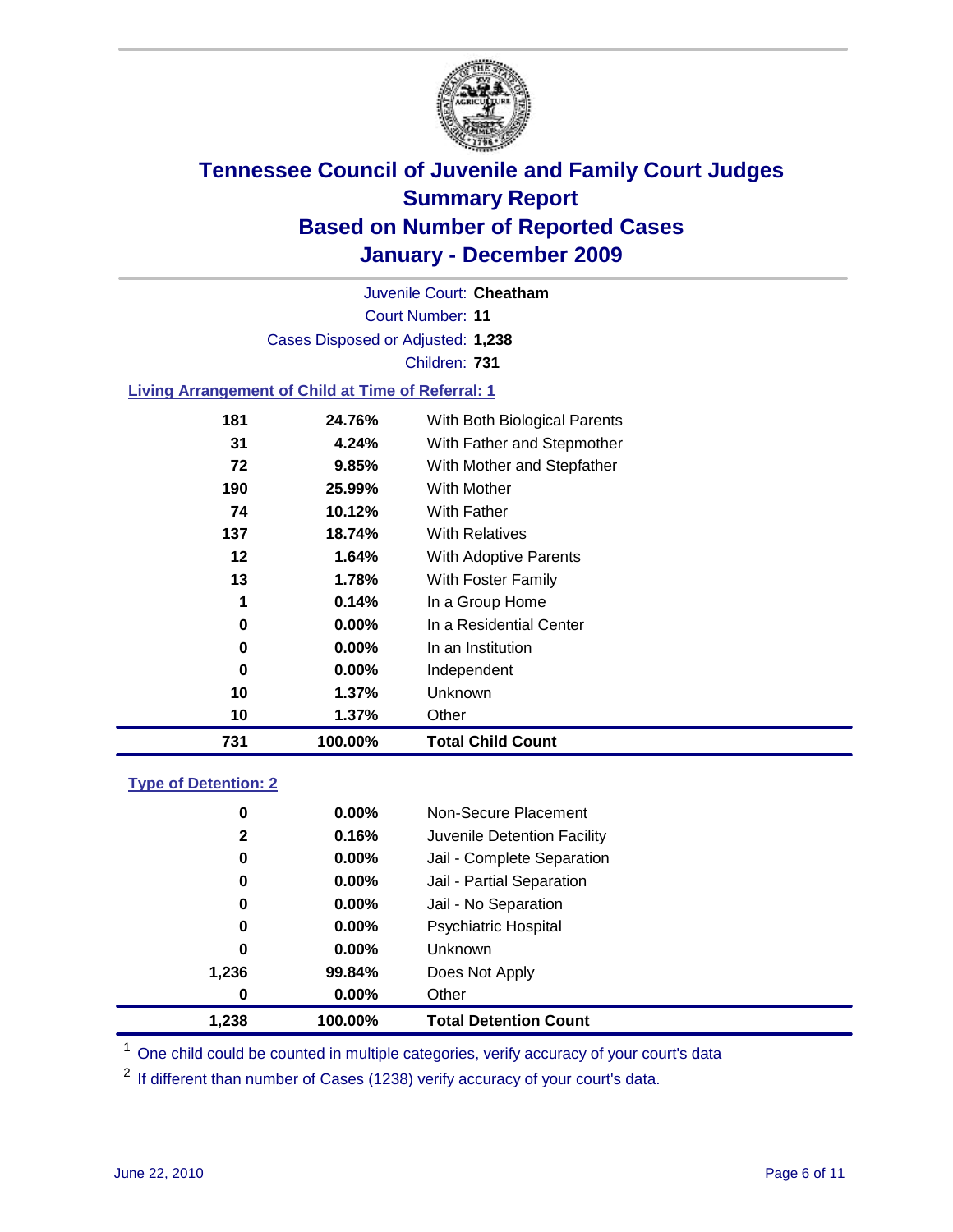# Tennessee Council of Juvenile and Family Court Judges
## Summary Report
## Based on Number of Reported Cases
## January - December 2009

Juvenile Court: **Cheatham**

Court Number: **11**

Cases Disposed or Adjusted: **1,238**

Children: **731**

### Living Arrangement of Child at Time of Referral: 1

| Count | Percent | Arrangement |
|---|---|---|
| 181 | 24.76% | With Both Biological Parents |
| 31 | 4.24% | With Father and Stepmother |
| 72 | 9.85% | With Mother and Stepfather |
| 190 | 25.99% | With Mother |
| 74 | 10.12% | With Father |
| 137 | 18.74% | With Relatives |
| 12 | 1.64% | With Adoptive Parents |
| 13 | 1.78% | With Foster Family |
| 1 | 0.14% | In a Group Home |
| 0 | 0.00% | In a Residential Center |
| 0 | 0.00% | In an Institution |
| 0 | 0.00% | Independent |
| 10 | 1.37% | Unknown |
| 10 | 1.37% | Other |
| **731** | **100.00%** | **Total Child Count** |

### Type of Detention: 2

| Count | Percent | Type |
|---|---|---|
| 0 | 0.00% | Non-Secure Placement |
| 2 | 0.16% | Juvenile Detention Facility |
| 0 | 0.00% | Jail - Complete Separation |
| 0 | 0.00% | Jail - Partial Separation |
| 0 | 0.00% | Jail - No Separation |
| 0 | 0.00% | Psychiatric Hospital |
| 0 | 0.00% | Unknown |
| 1,236 | 99.84% | Does Not Apply |
| 0 | 0.00% | Other |
| **1,238** | **100.00%** | **Total Detention Count** |

[1] One child could be counted in multiple categories, verify accuracy of your court's data

[2] If different than number of Cases (1238) verify accuracy of your court's data.

June 22, 2010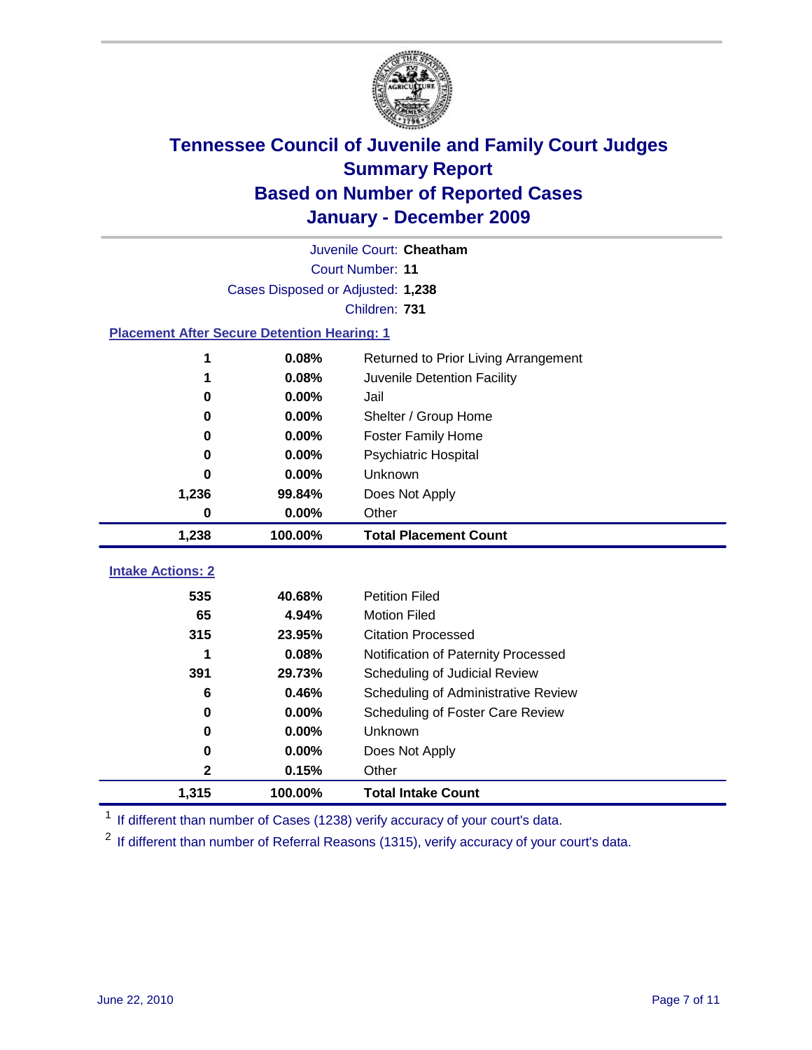# Tennessee Council of Juvenile and Family Court Judges
## Summary Report
## Based on Number of Reported Cases
## January - December 2009

Juvenile Court: **Cheatham**

Court Number: **11**

Cases Disposed or Adjusted: **1,238**

Children: **731**

### Placement After Secure Detention Hearing: 1

| | | |
|---|---|---|
| 1 | 0.08% | Returned to Prior Living Arrangement |
| 1 | 0.08% | Juvenile Detention Facility |
| 0 | 0.00% | Jail |
| 0 | 0.00% | Shelter / Group Home |
| 0 | 0.00% | Foster Family Home |
| 0 | 0.00% | Psychiatric Hospital |
| 0 | 0.00% | Unknown |
| 1,236 | 99.84% | Does Not Apply |
| 0 | 0.00% | Other |
| **1,238** | **100.00%** | **Total Placement Count** |

### Intake Actions: 2

| | | |
|---|---|---|
| 535 | 40.68% | Petition Filed |
| 65 | 4.94% | Motion Filed |
| 315 | 23.95% | Citation Processed |
| 1 | 0.08% | Notification of Paternity Processed |
| 391 | 29.73% | Scheduling of Judicial Review |
| 6 | 0.46% | Scheduling of Administrative Review |
| 0 | 0.00% | Scheduling of Foster Care Review |
| 0 | 0.00% | Unknown |
| 0 | 0.00% | Does Not Apply |
| 2 | 0.15% | Other |
| **1,315** | **100.00%** | **Total Intake Count** |

[1] If different than number of Cases (1238) verify accuracy of your court's data.

[2] If different than number of Referral Reasons (1315), verify accuracy of your court's data.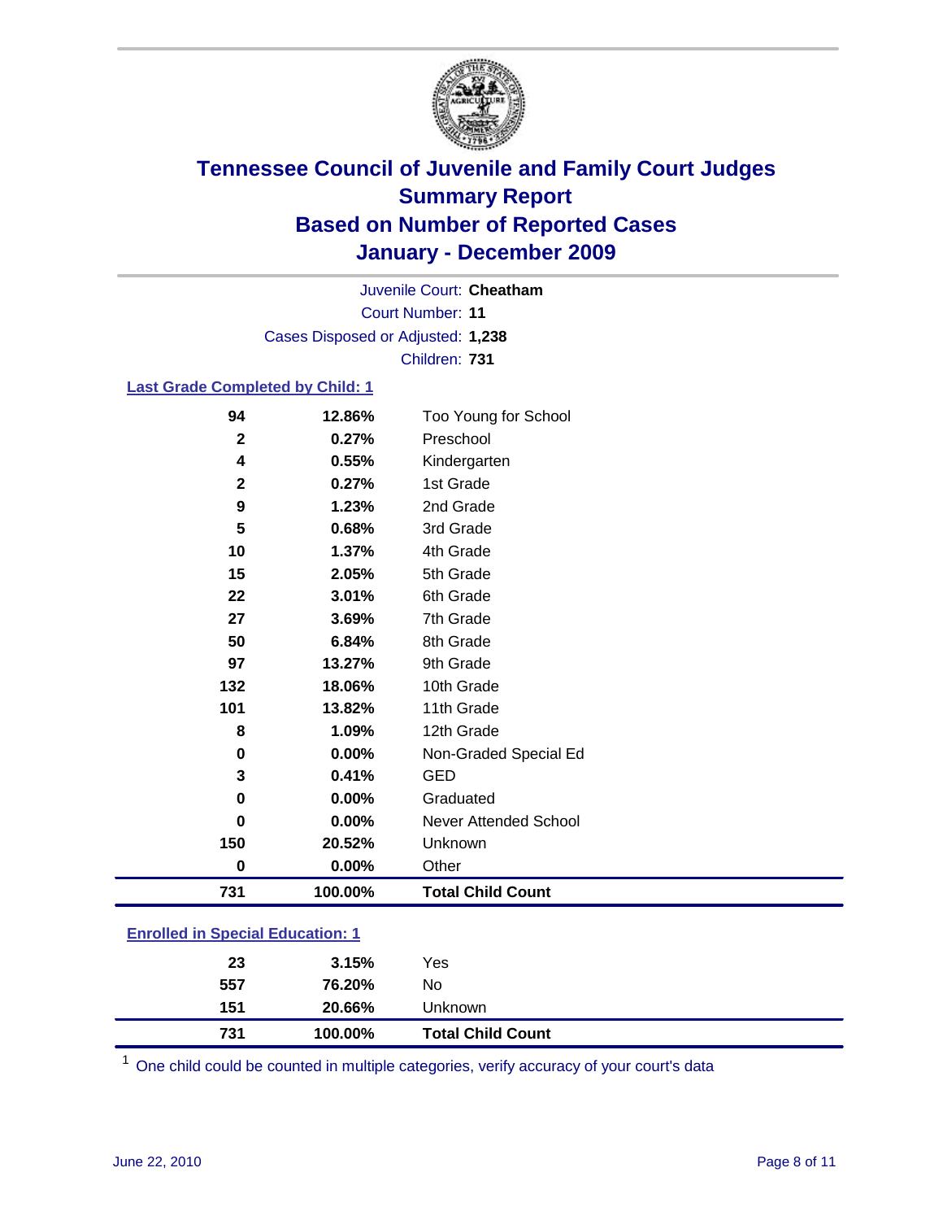# Tennessee Council of Juvenile and Family Court Judges
## Summary Report
## Based on Number of Reported Cases
## January - December 2009

Juvenile Court: **Cheatham**
Court Number: **11**
Cases Disposed or Adjusted: **1,238**
Children: **731**

### Last Grade Completed by Child: 1

| | | |
|---|---|---|
| 94 | 12.86% | Too Young for School |
| 2 | 0.27% | Preschool |
| 4 | 0.55% | Kindergarten |
| 2 | 0.27% | 1st Grade |
| 9 | 1.23% | 2nd Grade |
| 5 | 0.68% | 3rd Grade |
| 10 | 1.37% | 4th Grade |
| 15 | 2.05% | 5th Grade |
| 22 | 3.01% | 6th Grade |
| 27 | 3.69% | 7th Grade |
| 50 | 6.84% | 8th Grade |
| 97 | 13.27% | 9th Grade |
| 132 | 18.06% | 10th Grade |
| 101 | 13.82% | 11th Grade |
| 8 | 1.09% | 12th Grade |
| 0 | 0.00% | Non-Graded Special Ed |
| 3 | 0.41% | GED |
| 0 | 0.00% | Graduated |
| 0 | 0.00% | Never Attended School |
| 150 | 20.52% | Unknown |
| 0 | 0.00% | Other |
| **731** | **100.00%** | **Total Child Count** |

### Enrolled in Special Education: 1

| | | |
|---|---|---|
| 23 | 3.15% | Yes |
| 557 | 76.20% | No |
| 151 | 20.66% | Unknown |
| **731** | **100.00%** | **Total Child Count** |

[1] One child could be counted in multiple categories, verify accuracy of your court's data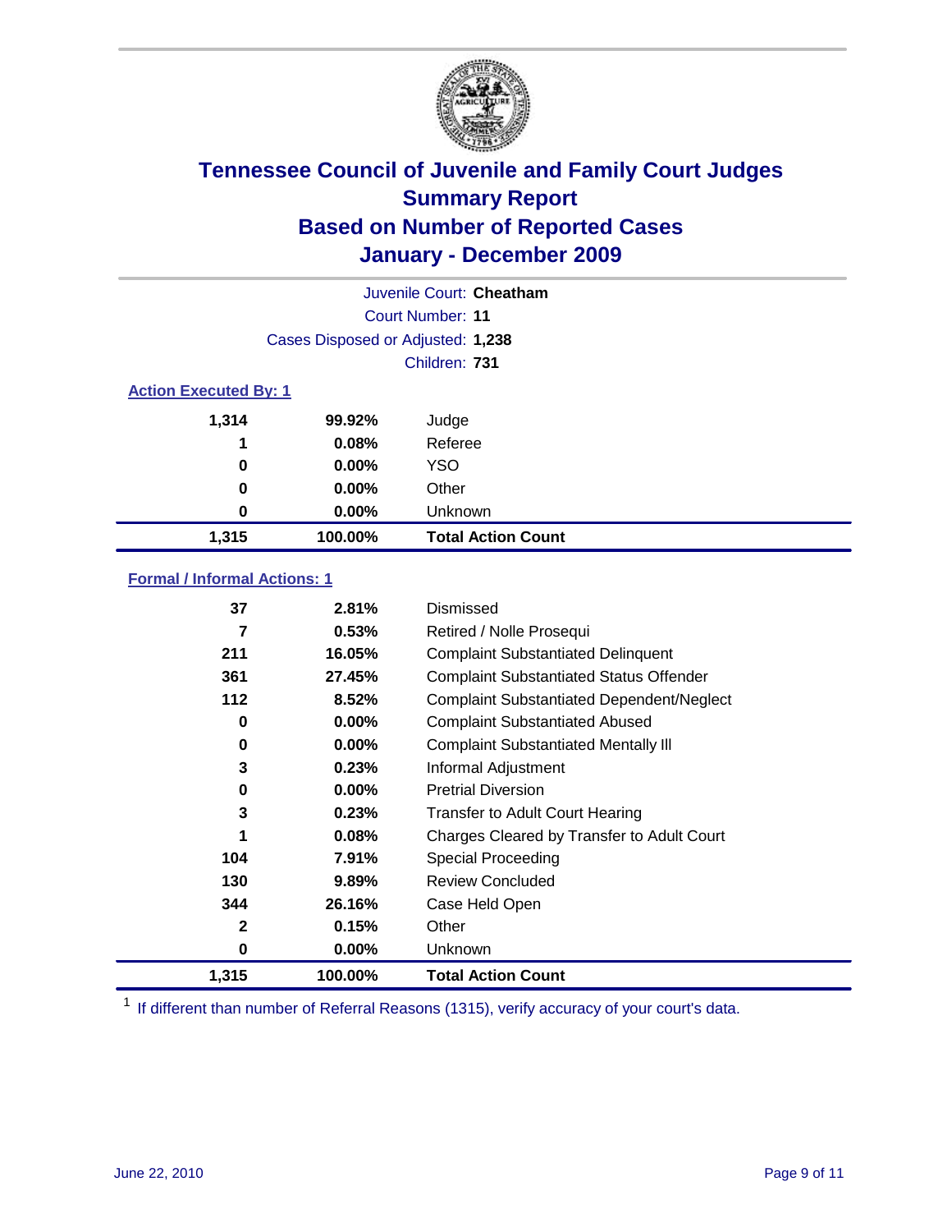# Tennessee Council of Juvenile and Family Court Judges
## Summary Report
## Based on Number of Reported Cases
## January - December 2009

Juvenile Court: **Cheatham**

Court Number: **11**

Cases Disposed or Adjusted: **1,238**

Children: **731**

### Action Executed By: 1

| | | |
|---|---|---|
| 1,314 | 99.92% | Judge |
| 1 | 0.08% | Referee |
| 0 | 0.00% | YSO |
| 0 | 0.00% | Other |
| 0 | 0.00% | Unknown |
| **1,315** | **100.00%** | **Total Action Count** |

### Formal / Informal Actions: 1

| | | |
|---|---|---|
| 37 | 2.81% | Dismissed |
| 7 | 0.53% | Retired / Nolle Prosequi |
| 211 | 16.05% | Complaint Substantiated Delinquent |
| 361 | 27.45% | Complaint Substantiated Status Offender |
| 112 | 8.52% | Complaint Substantiated Dependent/Neglect |
| 0 | 0.00% | Complaint Substantiated Abused |
| 0 | 0.00% | Complaint Substantiated Mentally Ill |
| 3 | 0.23% | Informal Adjustment |
| 0 | 0.00% | Pretrial Diversion |
| 3 | 0.23% | Transfer to Adult Court Hearing |
| 1 | 0.08% | Charges Cleared by Transfer to Adult Court |
| 104 | 7.91% | Special Proceeding |
| 130 | 9.89% | Review Concluded |
| 344 | 26.16% | Case Held Open |
| 2 | 0.15% | Other |
| 0 | 0.00% | Unknown |
| **1,315** | **100.00%** | **Total Action Count** |

[1] If different than number of Referral Reasons (1315), verify accuracy of your court's data.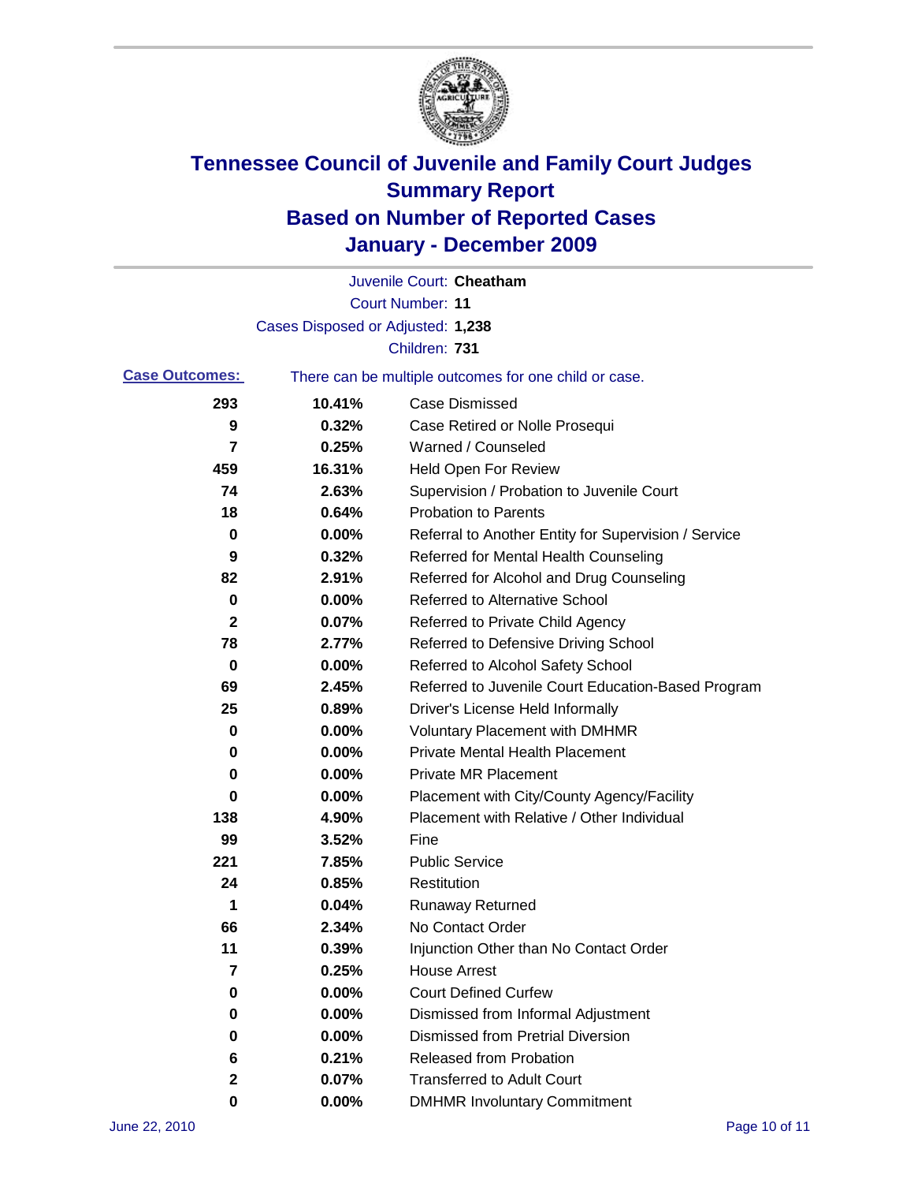# Tennessee Council of Juvenile and Family Court Judges
## Summary Report
## Based on Number of Reported Cases
## January - December 2009

Juvenile Court: **Cheatham**

Court Number: **11**

Cases Disposed or Adjusted: **1,238**

Children: **731**

**Case Outcomes:** There can be multiple outcomes for one child or case.

| Count | Percent | Outcome |
|---|---|---|
| 293 | 10.41% | Case Dismissed |
| 9 | 0.32% | Case Retired or Nolle Prosequi |
| 7 | 0.25% | Warned / Counseled |
| 459 | 16.31% | Held Open For Review |
| 74 | 2.63% | Supervision / Probation to Juvenile Court |
| 18 | 0.64% | Probation to Parents |
| 0 | 0.00% | Referral to Another Entity for Supervision / Service |
| 9 | 0.32% | Referred for Mental Health Counseling |
| 82 | 2.91% | Referred for Alcohol and Drug Counseling |
| 0 | 0.00% | Referred to Alternative School |
| 2 | 0.07% | Referred to Private Child Agency |
| 78 | 2.77% | Referred to Defensive Driving School |
| 0 | 0.00% | Referred to Alcohol Safety School |
| 69 | 2.45% | Referred to Juvenile Court Education-Based Program |
| 25 | 0.89% | Driver's License Held Informally |
| 0 | 0.00% | Voluntary Placement with DMHMR |
| 0 | 0.00% | Private Mental Health Placement |
| 0 | 0.00% | Private MR Placement |
| 0 | 0.00% | Placement with City/County Agency/Facility |
| 138 | 4.90% | Placement with Relative / Other Individual |
| 99 | 3.52% | Fine |
| 221 | 7.85% | Public Service |
| 24 | 0.85% | Restitution |
| 1 | 0.04% | Runaway Returned |
| 66 | 2.34% | No Contact Order |
| 11 | 0.39% | Injunction Other than No Contact Order |
| 7 | 0.25% | House Arrest |
| 0 | 0.00% | Court Defined Curfew |
| 0 | 0.00% | Dismissed from Informal Adjustment |
| 0 | 0.00% | Dismissed from Pretrial Diversion |
| 6 | 0.21% | Released from Probation |
| 2 | 0.07% | Transferred to Adult Court |
| 0 | 0.00% | DMHMR Involuntary Commitment |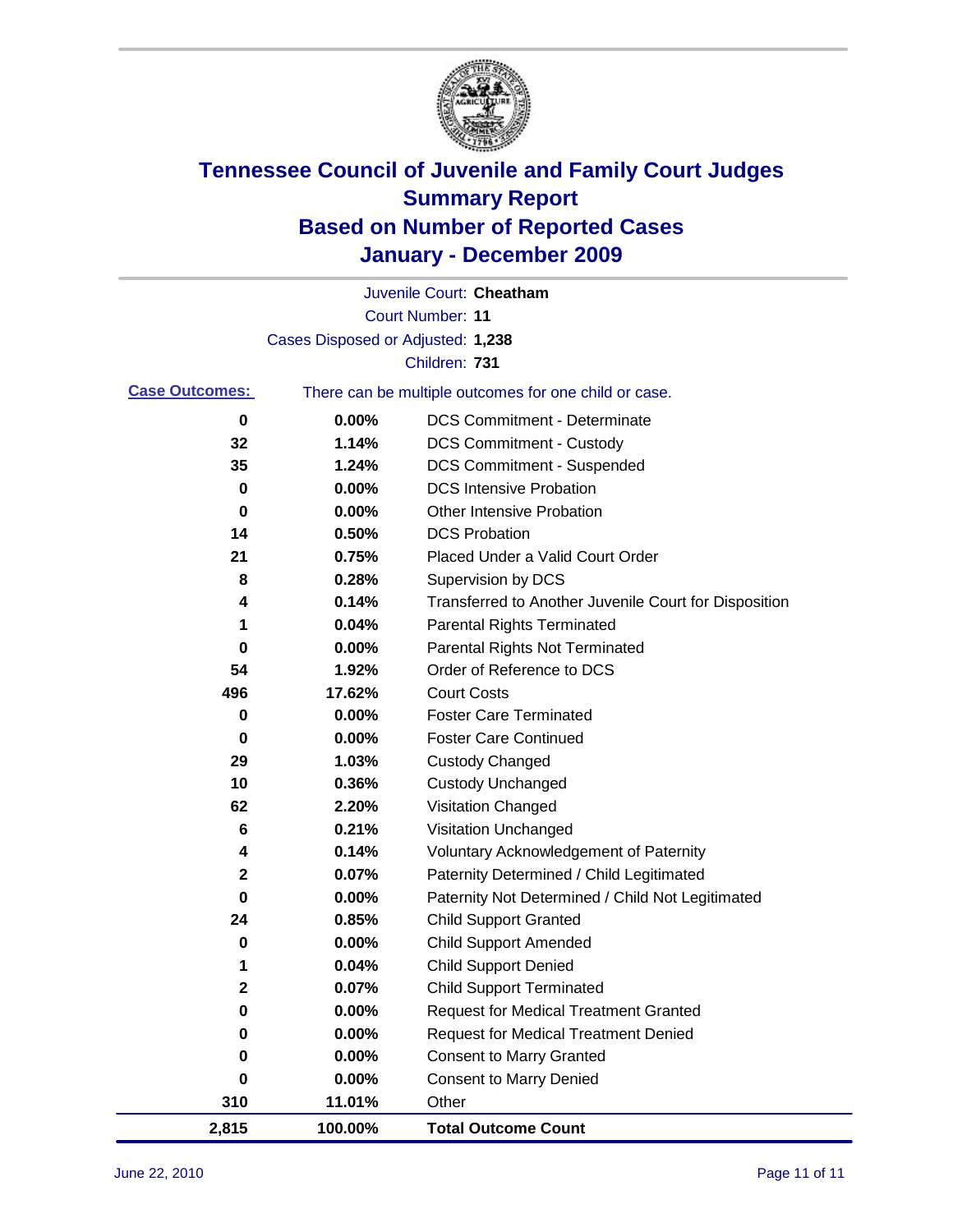# Tennessee Council of Juvenile and Family Court Judges
## Summary Report
## Based on Number of Reported Cases
## January - December 2009

Juvenile Court: **Cheatham**

Court Number: **11**

Cases Disposed or Adjusted: **1,238**

Children: **731**

**Case Outcomes:** There can be multiple outcomes for one child or case.

| | | |
|---|---|---|
| 0 | 0.00% | DCS Commitment - Determinate |
| 32 | 1.14% | DCS Commitment - Custody |
| 35 | 1.24% | DCS Commitment - Suspended |
| 0 | 0.00% | DCS Intensive Probation |
| 0 | 0.00% | Other Intensive Probation |
| 14 | 0.50% | DCS Probation |
| 21 | 0.75% | Placed Under a Valid Court Order |
| 8 | 0.28% | Supervision by DCS |
| 4 | 0.14% | Transferred to Another Juvenile Court for Disposition |
| 1 | 0.04% | Parental Rights Terminated |
| 0 | 0.00% | Parental Rights Not Terminated |
| 54 | 1.92% | Order of Reference to DCS |
| 496 | 17.62% | Court Costs |
| 0 | 0.00% | Foster Care Terminated |
| 0 | 0.00% | Foster Care Continued |
| 29 | 1.03% | Custody Changed |
| 10 | 0.36% | Custody Unchanged |
| 62 | 2.20% | Visitation Changed |
| 6 | 0.21% | Visitation Unchanged |
| 4 | 0.14% | Voluntary Acknowledgement of Paternity |
| 2 | 0.07% | Paternity Determined / Child Legitimated |
| 0 | 0.00% | Paternity Not Determined / Child Not Legitimated |
| 24 | 0.85% | Child Support Granted |
| 0 | 0.00% | Child Support Amended |
| 1 | 0.04% | Child Support Denied |
| 2 | 0.07% | Child Support Terminated |
| 0 | 0.00% | Request for Medical Treatment Granted |
| 0 | 0.00% | Request for Medical Treatment Denied |
| 0 | 0.00% | Consent to Marry Granted |
| 0 | 0.00% | Consent to Marry Denied |
| 310 | 11.01% | Other |
| **2,815** | **100.00%** | **Total Outcome Count** |

June 22, 2010